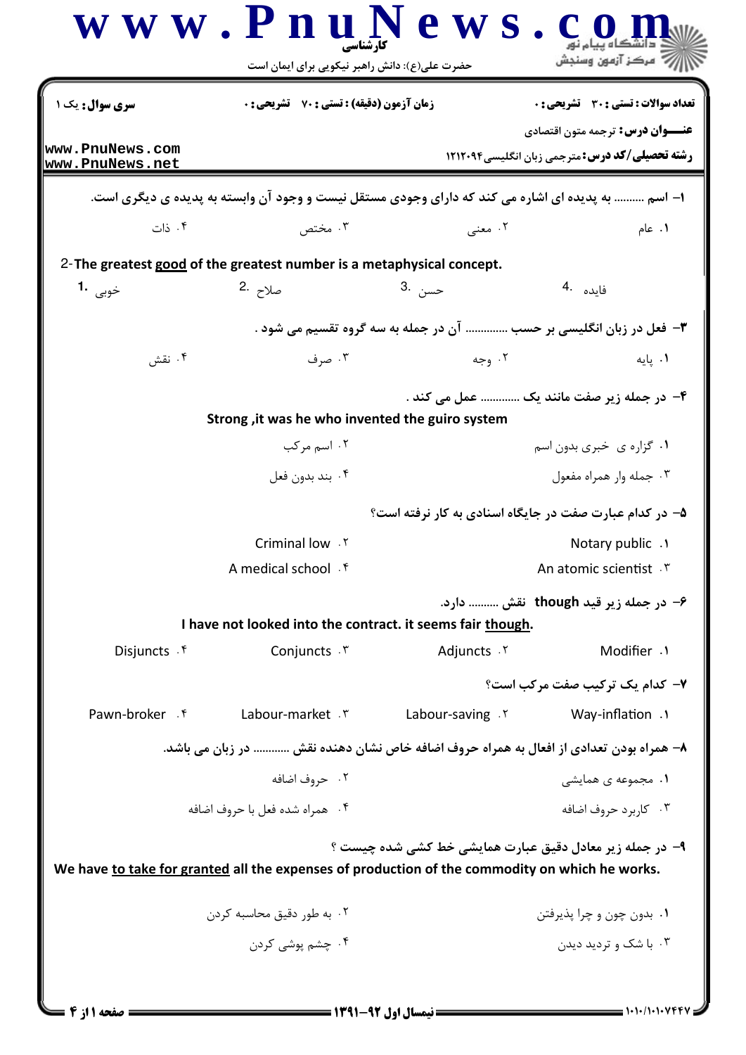**سری سوال:** یک ۱ | **زمان آزمون (دقیقه) : تستی : ۷۰ تشریحی : ۰** | **تعداد سوالات : تستی : ۳۰ تشریحی : ۰**

**عنـــوان درس:** ترجمه متون اقتصادی

**رشته تحصیلی/کد درس:** مترجمی زبان انگلیسی۱۲۱۲۰۹۴

۱- اسم ......... به پدیده ای اشاره می کند که دارای وجودی مستقل نیست و وجود آن وابسته به پدیده ی دیگری است.

۱. عام ۲. معنی ۳. مختص ۴. ذات

2- The greatest **good** of the greatest number is a metaphysical concept.

1. خوبی 2. صلاح 3. حسن 4. فایده

۳- فعل در زبان انگلیسی بر حسب ............. آن در جمله به سه گروه تقسیم می شود .

۱. پایه ۲. وجه ۳. صرف ۴. نقش

۴- در جمله زیر صفت مانند یک ............ عمل می کند .

Strong ,it was he who invented the guiro system

۱. گزاره ی خبری بدون اسم ۲. اسم مرکب ۳. جمله وار همراه مفعول ۴. بند بدون فعل

۵- در کدام عبارت صفت در جایگاه اسنادی به کار نرفته است؟

۱. Notary public ۲. Criminal low ۳. An atomic scientist ۴. A medical school

۶- در جمله زیر قید **though** نقش .......... دارد.

I have not looked into the contract. it seems fair **though**.

۱. Modifier ۲. Adjuncts ۳. Conjuncts ۴. Disjuncts

۷- کدام یک ترکیب صفت مرکب است؟

۱. Way-inflation ۲. Labour-saving ۳. Labour-market ۴. Pawn-broker

۸- همراه بودن تعدادی از افعال به همراه حروف اضافه خاص نشان دهنده نقش ............ در زبان می باشد.

۱. مجموعه ی همایشی ۲. حروف اضافه ۳. کاربرد حروف اضافه ۴. همراه شده فعل با حروف اضافه

۹- در جمله زیر معادل دقیق عبارت همایشی خط کشی شده چیست ؟

We have **to take for granted** all the expenses of production of the commodity on which he works.

۱. بدون چون و چرا پذیرفتن ۲. به طور دقیق محاسبه کردن ۳. با شک و تردید دیدن ۴. چشم پوشی کردن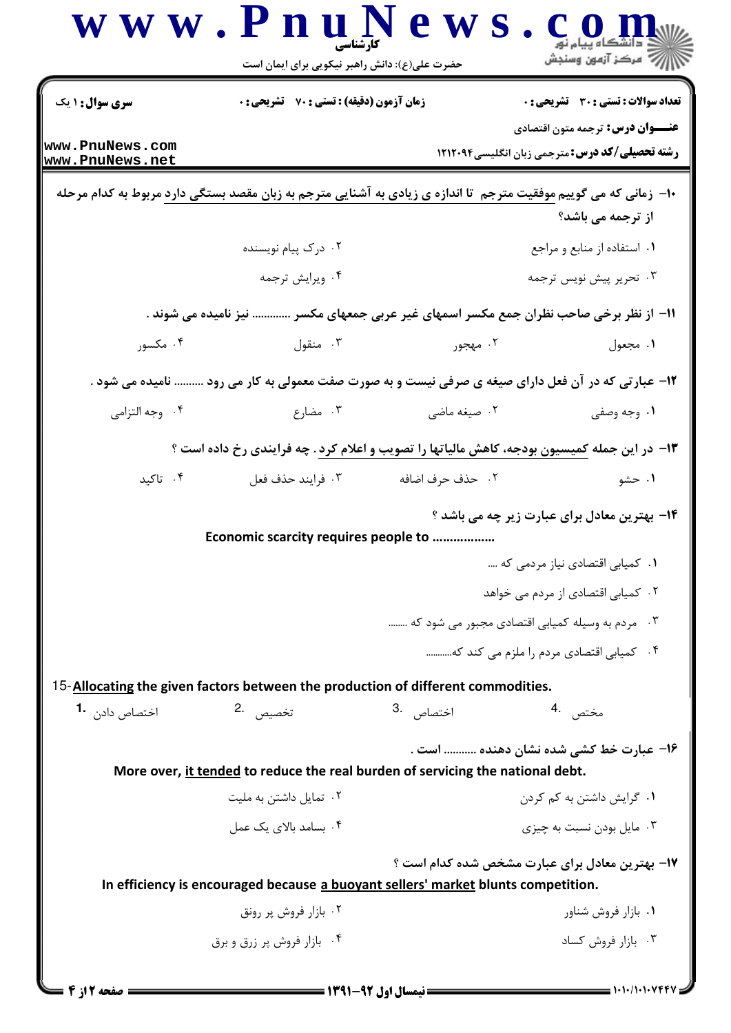**سری سوال:** ۱ یک | **زمان آزمون (دقیقه) : تستی :** ۷۰ **تشریحی :** ۰ | **تعداد سوالات : تستی :** ۳۰ **تشریحی :** ۰

**عنـــوان درس:** ترجمه متون اقتصادی

**رشته تحصیلی/کد درس:** مترجمی زبان انگلیسی ۱۲۱۲۰۹۴

۱۰- زمانی که می گوییم موفقیت مترجم تا اندازه ی زیادی به آشنایی مترجم به زبان مقصد بستگی دارد مربوط به کدام مرحله از ترجمه می باشد؟

۱. استفاده از منابع و مراجع
۲. درک پیام نویسنده
۳. تحریر پیش نویس ترجمه
۴. ویرایش ترجمه

۱۱- از نظر برخی صاحب نظران جمع مکسر اسمهای غیر عربی جمعهای مکسر ............ نیز نامیده می شوند .

۱. مجعول
۲. مهجور
۳. منقول
۴. مکسور

۱۲- عبارتی که در آن فعل دارای صیغه ی صرفی نیست و به صورت صفت معمولی به کار می رود .......... نامیده می شود .

۱. وجه وصفی
۲. صیغه ماضی
۳. مضارع
۴. وجه التزامی

۱۳- در این جمله کمیسیون بودجه، کاهش مالیاتها را تصویب و اعلام کرد . چه فرایندی رخ داده است ؟

۱. حشو
۲. حذف حرف اضافه
۳. فرایند حذف فعل
۴. تاکید

۱۴- بهترین معادل برای عبارت زیر چه می باشد ؟

Economic scarcity requires people to .................

۱. کمیابی اقتصادی نیاز مردمی که ....
۲. کمیابی اقتصادی از مردم می خواهد
۳. مردم به وسیله کمیابی اقتصادی مجبور می شود که .......
۴. کمیابی اقتصادی مردم را ملزم می کند که..........

15-<u>Allocating</u> the given factors between the production of different commodities.

1. اختصاص دادن
2. تخصیص
3. اختصاص
4. مختص

۱۶- عبارت خط کشی شده نشان دهنده .......... است .

More over, <u>it tended</u> to reduce the real burden of servicing the national debt.

۱. گرایش داشتن به کم کردن
۲. تمایل داشتن به ملیت
۳. مایل بودن نسبت به چیزی
۴. بسامد بالای یک عمل

۱۷- بهترین معادل برای عبارت مشخص شده کدام است ؟

In efficiency is encouraged because <u>a buoyant sellers' market</u> blunts competition.

۱. بازار فروش شناور
۲. بازار فروش پر رونق
۳. بازار فروش کساد
۴. بازار فروش پر زرق و برق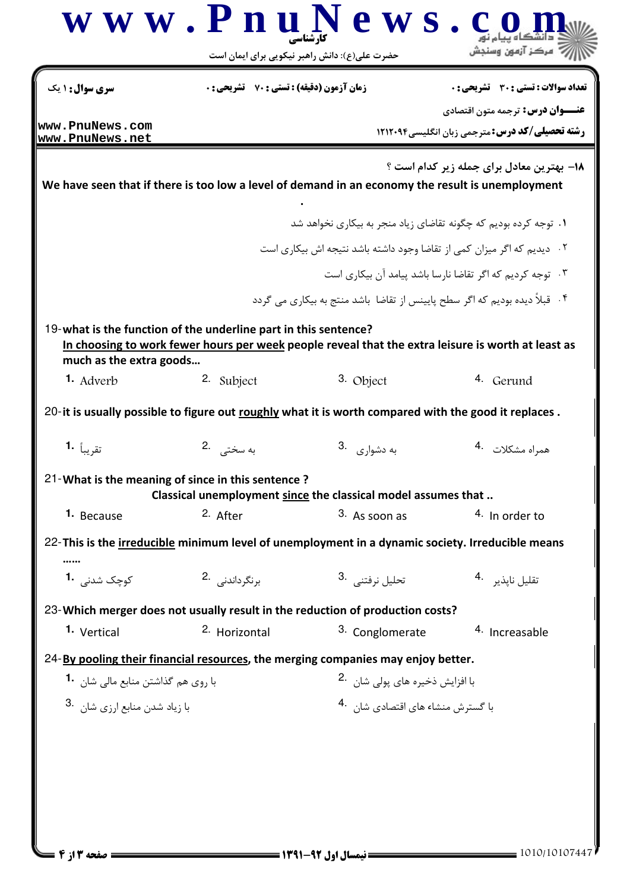۱۸- بهترین معادل برای جمله زیر کدام است ؟

We have seen that if there is too low a level of demand in an economy the result is unemployment

.

۱. توجه کرده بودیم که چگونه تقاضای زیاد منجر به بیکاری نخواهد شد

۲. دیدیم که اگر میزان کمی از تقاضا وجود داشته باشد نتیجه اش بیکاری است

۳. توجه کردیم که اگر تقاضا نارسا باشد پیامد آن بیکاری است

۴. قبلاً دیده بودیم که اگر سطح پایینس از تقاضا باشد منتج به بیکاری می گردد

19- **what is the function of the underline part in this sentence?**
**In choosing to work fewer hours per week people reveal that the extra leisure is worth at least as much as the extra goods…**

1. Adverb
2. Subject
3. Object
4. Gerund

20- **it is usually possible to figure out roughly what it is worth compared with the good it replaces .**

1. تقریباً
2. به سختی
3. به دشواری
4. همراه مشکلات

21- **What is the meaning of since in this sentence ?**
**Classical unemployment since the classical model assumes that ..**

1. Because
2. After
3. As soon as
4. In order to

22- **This is the irreducible minimum level of unemployment in a dynamic society. Irreducible means ……**

1. کوچک شدنی
2. برنگرداندنی
3. تحلیل نرفتنی
4. تقلیل ناپذیر

23- **Which merger does not usually result in the reduction of production costs?**

1. Vertical
2. Horizontal
3. Conglomerate
4. Increasable

24- **By pooling their financial resources, the merging companies may enjoy better.**

1. با روی هم گذاشتن منابع مالی شان
2. با افزایش ذخیره های پولی شان
3. با زیاد شدن منابع ارزی شان
4. با گسترش منشاء های اقتصادی شان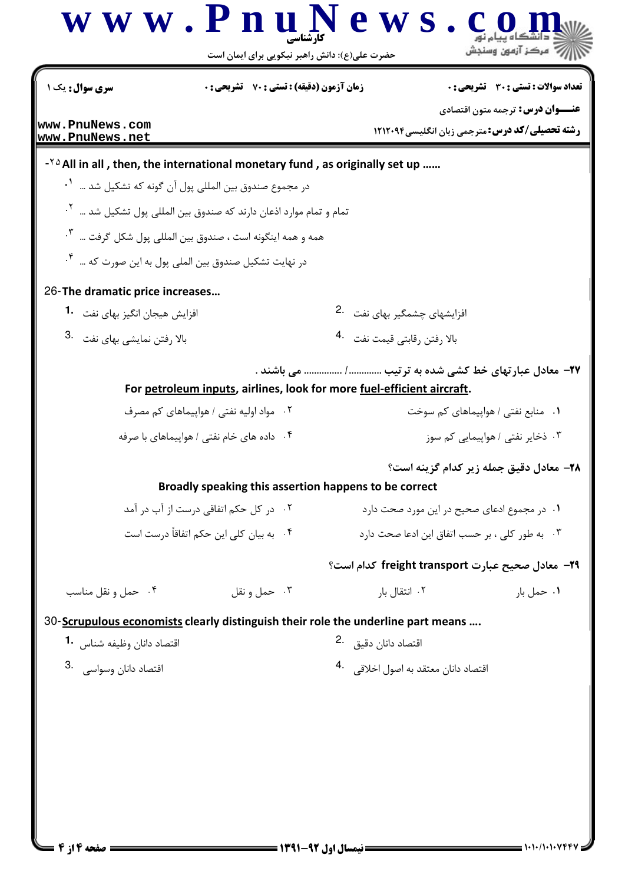-۲۵ All in all , then, the international monetary fund , as originally set up ......

۱. در مجموع صندوق بین المللی پول آن گونه که تشکیل شد ...

۲. تمام و تمام موارد اذعان دارند که صندوق بین المللی پول تشکیل شد ...

۳. همه و همه اینگونه است ، صندوق بین المللی پول شکل گرفت ...

۴. در نهایت تشکیل صندوق بین المللی پول به این صورت که ...

26-The dramatic price increases...

1. افزایش هیجان انگیز بهای نفت

2. افزایشهای چشمگیر بهای نفت

3. بالا رفتن نمایشی بهای نفت

4. بالا رفتن رقابتی قیمت نفت

**۲۷- معادل عبارتهای خط کشی شده به ترتیب ............../ ............... می باشند .**

**For petroleum inputs, airlines, look for more fuel-efficient aircraft.**

۱. منابع نفتی / هواپیماهای کم سوخت

۲. مواد اولیه نفتی / هواپیماهای کم مصرف

۳. ذخایر نفتی / هواپیمایی کم سوز

۴. داده های خام نفتی / هواپیماهای با صرفه

**۲۸- معادل دقیق جمله زیر کدام گزینه است؟**

**Broadly speaking this assertion happens to be correct**

۱. در مجموع ادعای صحیح در این مورد صحت دارد

۲. در کل حکم اتفاقی درست از آب در آمد

۳. به طور کلی ، بر حسب اتفاق این ادعا صحت دارد

۴. به بیان کلی این حکم اتفاقاً درست است

**۲۹- معادل صحیح عبارت freight transport کدام است؟**

۱. حمل بار

۲. انتقال بار

۳. حمل و نقل

۴. حمل و نقل مناسب

30-**Scrupulous economists** clearly distinguish their role the underline part means ....

1. اقتصاد دانان وظیفه شناس

2. اقتصاد دانان دقیق

3. اقتصاد دانان وسواسی

4. اقتصاد دانان معتقد به اصول اخلاقی